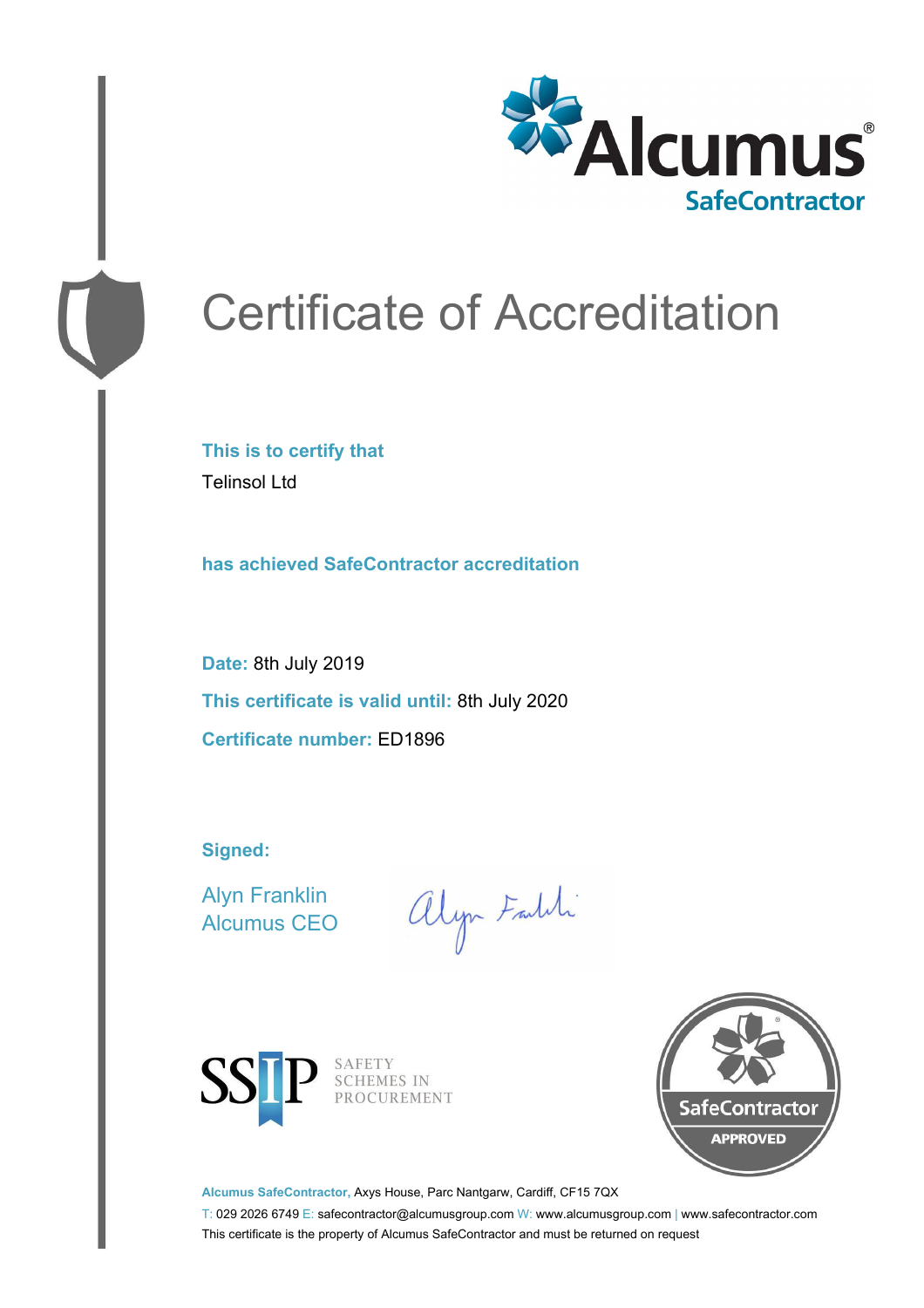Alcumus®
SafeContractor

# Certificate of Accreditation

**This is to certify that**

Telinsol Ltd

**has achieved SafeContractor accreditation**

**Date:** 8th July 2019

**This certificate is valid until:** 8th July 2020

**Certificate number:** ED1896

**Signed:**

Alyn Franklin
Alcumus CEO

SSIP SAFETY SCHEMES IN PROCUREMENT

SafeContractor APPROVED

**Alcumus SafeContractor,** Axys House, Parc Nantgarw, Cardiff, CF15 7QX

T: 029 2026 6749 E: safecontractor@alcumusgroup.com W: www.alcumusgroup.com | www.safecontractor.com

This certificate is the property of Alcumus SafeContractor and must be returned on request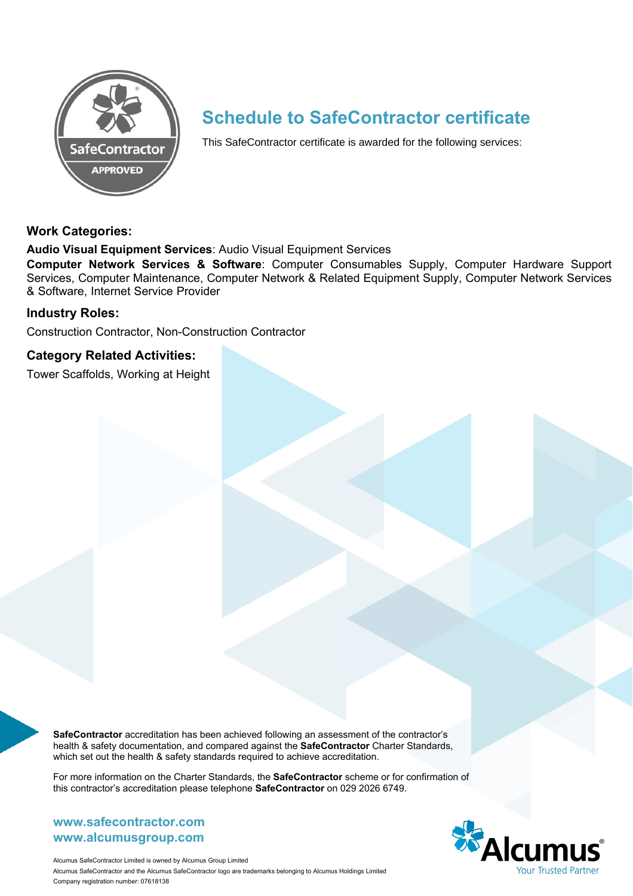# Schedule to SafeContractor certificate

This SafeContractor certificate is awarded for the following services:

## Work Categories:

**Audio Visual Equipment Services**: Audio Visual Equipment Services
**Computer Network Services & Software**: Computer Consumables Supply, Computer Hardware Support Services, Computer Maintenance, Computer Network & Related Equipment Supply, Computer Network Services & Software, Internet Service Provider

## Industry Roles:

Construction Contractor, Non-Construction Contractor

## Category Related Activities:

Tower Scaffolds, Working at Height

**SafeContractor** accreditation has been achieved following an assessment of the contractor's health & safety documentation, and compared against the **SafeContractor** Charter Standards, which set out the health & safety standards required to achieve accreditation.

For more information on the Charter Standards, the **SafeContractor** scheme or for confirmation of this contractor's accreditation please telephone **SafeContractor** on 029 2026 6749.

**www.safecontractor.com**
**www.alcumusgroup.com**

Alcumus SafeContractor Limited is owned by Alcumus Group Limited
Alcumus SafeContractor and the Alcumus SafeContractor logo are trademarks belonging to Alcumus Holdings Limited
Company registration number: 07618138